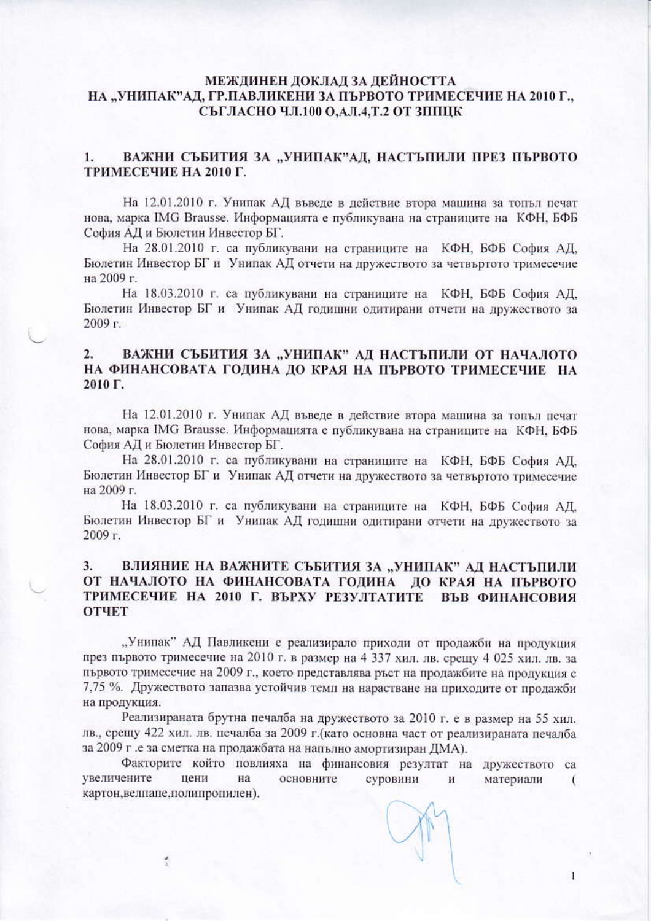**МЕЖДИНЕН ДОКЛАД ЗА ДЕЙНОСТТА НА „УНИПАК"АД, ГР.ПАВЛИКЕНИ ЗА ПЪРВОТО ТРИМЕСЕЧИЕ НА 2010 Г., СЪГЛАСНО ЧЛ.100 О,АЛ.4,Т.2 ОТ ЗППЦК**

## 1. ВАЖНИ СЪБИТИЯ ЗА „УНИПАК"АД, НАСТЪПИЛИ ПРЕЗ ПЪРВОТО ТРИМЕСЕЧИЕ НА 2010 Г.

На 12.01.2010 г. Унипак АД въведе в действие втора машина за топъл печат нова, марка IMG Brausse. Информацията е публикувана на страниците на КФН, БФБ София АД и Бюлетин Инвестор БГ.

На 28.01.2010 г. са публикувани на страниците на КФН, БФБ София АД, Бюлетин Инвестор БГ и Унипак АД отчети на дружеството за четвъртото тримесечие на 2009 г.

На 18.03.2010 г. са публикувани на страниците на КФН, БФБ София АД, Бюлетин Инвестор БГ и Унипак АД годишни одитирани отчети на дружеството за 2009 г.

## 2. ВАЖНИ СЪБИТИЯ ЗА „УНИПАК" АД НАСТЪПИЛИ ОТ НАЧАЛОТО НА ФИНАНСОВАТА ГОДИНА ДО КРАЯ НА ПЪРВОТО ТРИМЕСЕЧИЕ НА 2010 Г.

На 12.01.2010 г. Унипак АД въведе в действие втора машина за топъл печат нова, марка IMG Brausse. Информацията е публикувана на страниците на КФН, БФБ София АД и Бюлетин Инвестор БГ.

На 28.01.2010 г. са публикувани на страниците на КФН, БФБ София АД, Бюлетин Инвестор БГ и Унипак АД отчети на дружеството за четвъртото тримесечие на 2009 г.

На 18.03.2010 г. са публикувани на страниците на КФН, БФБ София АД, Бюлетин Инвестор БГ и Унипак АД годишни одитирани отчети на дружеството за 2009 г.

## 3. ВЛИЯНИЕ НА ВАЖНИТЕ СЪБИТИЯ ЗА „УНИПАК" АД НАСТЪПИЛИ ОТ НАЧАЛОТО НА ФИНАНСОВАТА ГОДИНА ДО КРАЯ НА ПЪРВОТО ТРИМЕСЕЧИЕ НА 2010 Г. ВЪРХУ РЕЗУЛТАТИТЕ ВЪВ ФИНАНСОВИЯ ОТЧЕТ

„Унипак" АД Павликени е реализирало приходи от продажби на продукция през първото тримесечие на 2010 г. в размер на 4 337 хил. лв. срещу 4 025 хил. лв. за първото тримесечие на 2009 г., което представлява ръст на продажбите на продукция с 7,75 %. Дружеството запазва устойчив темп на нарастване на приходите от продажби на продукция.

Реализираната брутна печалба на дружеството за 2010 г. е в размер на 55 хил. лв., срещу 422 хил. лв. печалба за 2009 г.(като основна част от реализираната печалба за 2009 г .е за сметка на продажбата на напълно амортизиран ДМА).

Факторите който повлияха на финансовия резултат на дружеството са увеличените цени на основните суровини и материали ( картон,велпапе,полипропилен).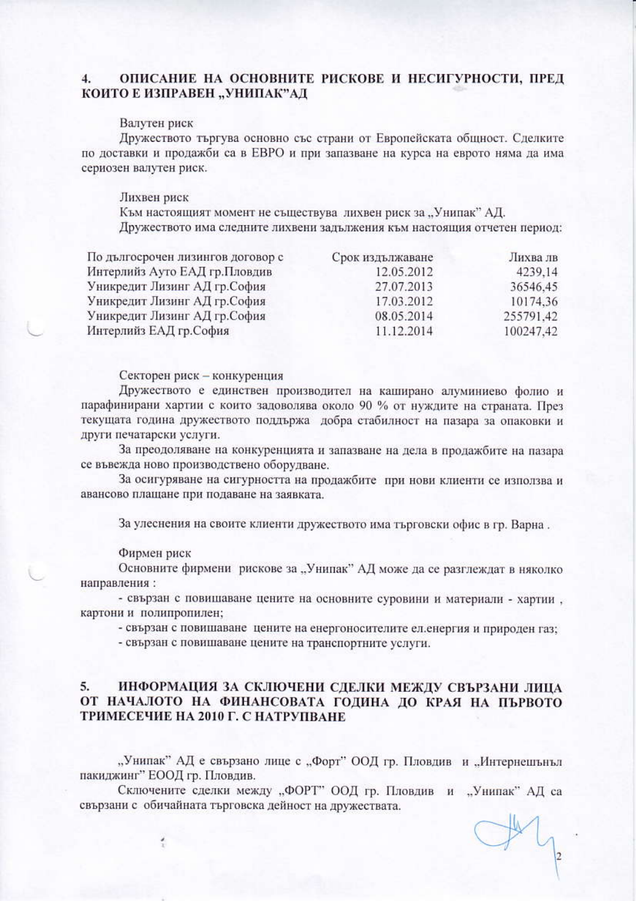## 4. ОПИСАНИЕ НА ОСНОВНИТЕ РИСКОВЕ И НЕСИГУРНОСТИ, ПРЕД КОИТО Е ИЗПРАВЕН „УНИПАК"АД

Валутен риск

Дружеството търгува основно със страни от Европейската общност. Сделките по доставки и продажби са в ЕВРО и при запазване на курса на еврото няма да има сериозен валутен риск.

Лихвен риск

Към настоящият момент не съществува лихвен риск за „Унипак" АД.

Дружеството има следните лихвени задължения към настоящия отчетен период:

| По дългосрочен лизингов договор с | Срок изплащане | Лихва лв |
|---|---|---|
| Интерлийз Ауто ЕАД гр.Пловдив | 12.05.2012 | 4239,14 |
| Уникредит Лизинг АД гр.София | 27.07.2013 | 36546,45 |
| Уникредит Лизинг АД гр.София | 17.03.2012 | 10174,36 |
| Уникредит Лизинг АД гр.София | 08.05.2014 | 255791,42 |
| Интерлийз ЕАД гр.София | 11.12.2014 | 100247,42 |

Секторен риск – конкуренция

Дружеството е единствен производител на каширано алуминиево фолио и парафинирани хартии с които задоволява около 90 % от нуждите на страната. През текущата година дружеството поддържа добра стабилност на пазара за опаковки и други печатарски услуги.

За преодоляване на конкуренцията и запазване на дела в продажбите на пазара се въвежда ново производствено оборудване.

За осигуряване на сигурността на продажбите при нови клиенти се използва и авансово плащане при подаване на заявката.

За улеснения на своите клиенти дружеството има търговски офис в гр. Варна .

Фирмен риск

Основните фирмени рискове за „Унипак" АД може да се разглеждат в няколко направления :

- свързан с повишаване цените на основните суровини и материали - хартии , картони и полипропилен;
- свързан с повишаване цените на енергоносителите ел.енергия и природен газ;
- свързан с повишаване цените на транспортните услуги.

## 5. ИНФОРМАЦИЯ ЗА СКЛЮЧЕНИ СДЕЛКИ МЕЖДУ СВЪРЗАНИ ЛИЦА ОТ НАЧАЛОТО НА ФИНАНСОВАТА ГОДИНА ДО КРАЯ НА ПЪРВОТО ТРИМЕСЕЧИЕ НА 2010 Г. С НАТРУПВАНЕ

„Унипак" АД е свързано лице с „Форт" ООД гр. Пловдив и „Интернешънъл пакиджинг" ЕООД гр. Пловдив.

Сключените сделки между „ФОРТ" ООД гр. Пловдив и „Унипак" АД са свързани с обичайната търговска дейност на дружествата.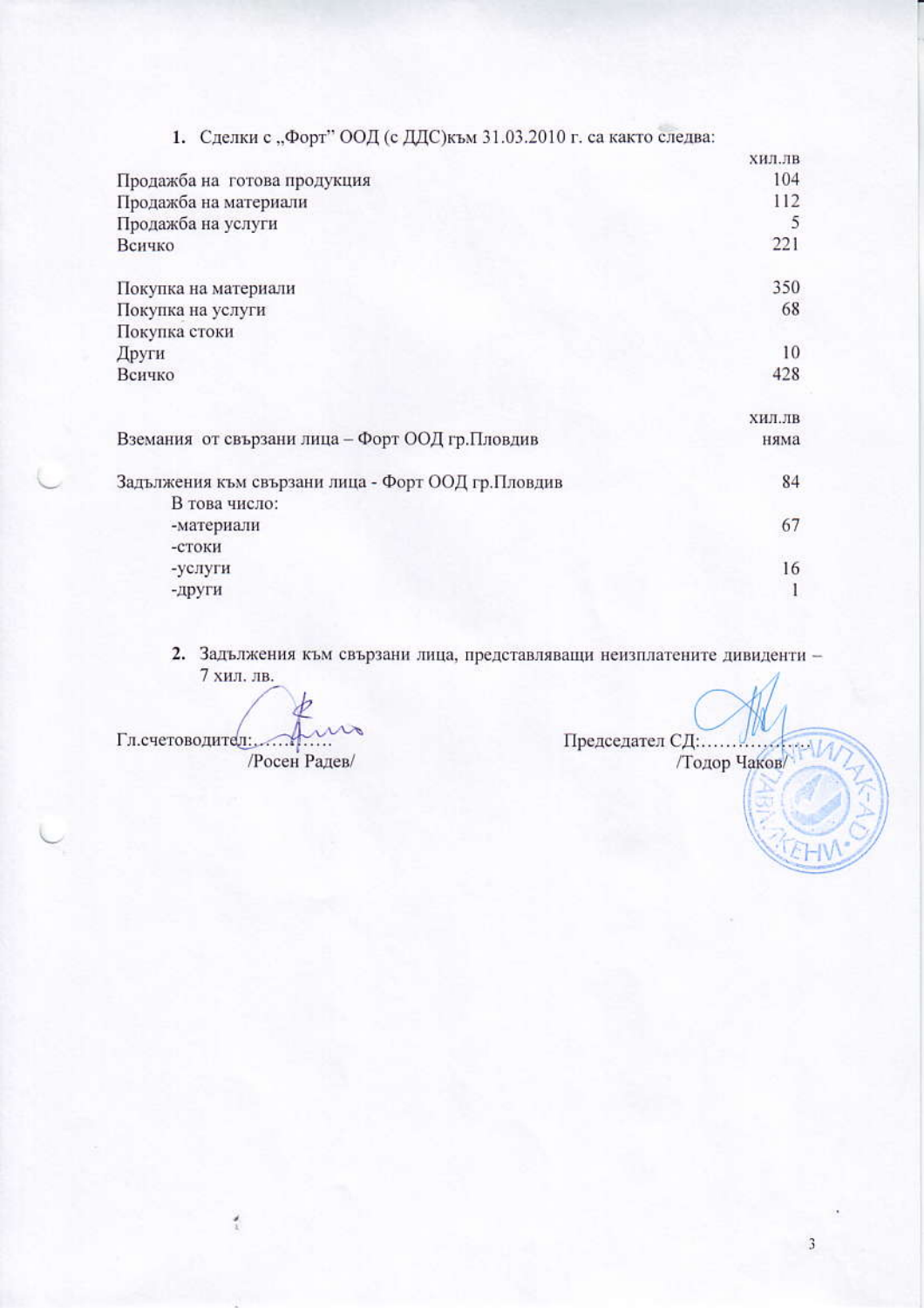1. Сделки с „Форт" ООД (с ДДС)към 31.03.2010 г. са както следва:

| | хил.лв |
|---|---|
| Продажба на готова продукция | 104 |
| Продажба на материали | 112 |
| Продажба на услуги | 5 |
| Всичко | 221 |
| | |
| Покупка на материали | 350 |
| Покупка на услуги | 68 |
| Покупка стоки | |
| Други | 10 |
| Всичко | 428 |

| | хил.лв |
|---|---|
| Вземания от свързани лица – Форт ООД гр.Пловдив | няма |
| | |
| Задължения към свързани лица - Форт ООД гр.Пловдив | 84 |
| В това число: | |
| -материали | 67 |
| -стоки | |
| -услуги | 16 |
| -други | 1 |

2. Задължения към свързани лица, представляващи неизплатените дивиденти – 7 хил. лв.

Гл.счетоводител:………… /Росен Радев/

Председател СД:……………… /Тодор Чаков/